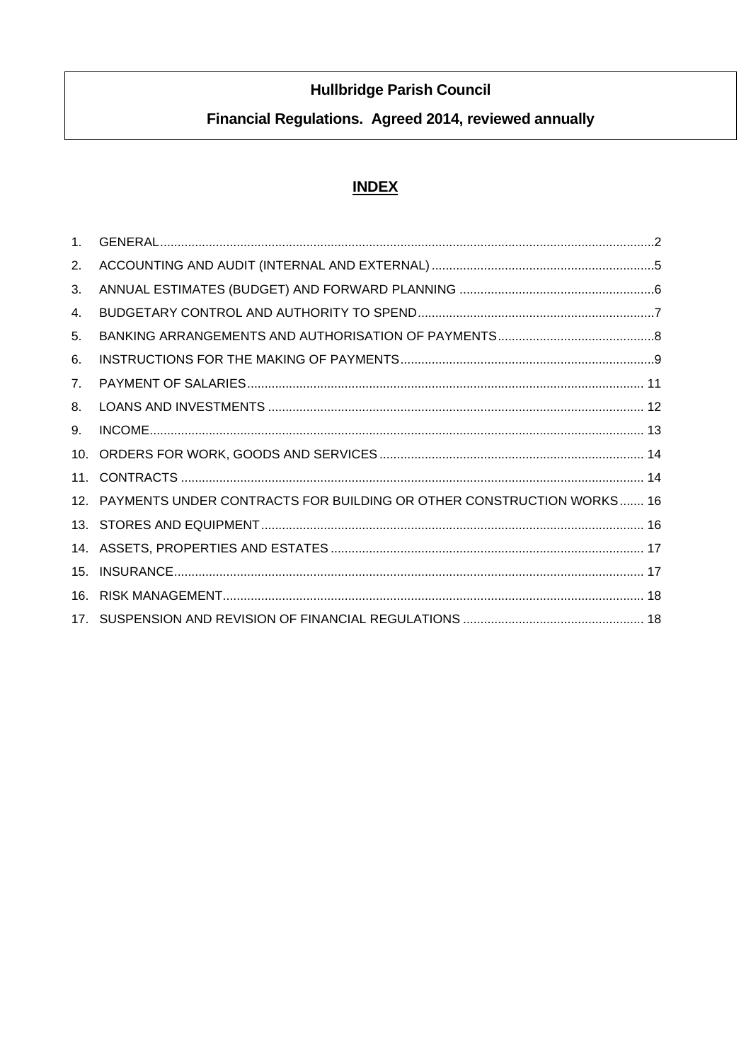**Hullbridge Parish Council**

**Financial Regulations. Agreed 2014, reviewed annually**

## INDEX

1. GENERAL....2
2. ACCOUNTING AND AUDIT (INTERNAL AND EXTERNAL)....5
3. ANNUAL ESTIMATES (BUDGET) AND FORWARD PLANNING....6
4. BUDGETARY CONTROL AND AUTHORITY TO SPEND....7
5. BANKING ARRANGEMENTS AND AUTHORISATION OF PAYMENTS....8
6. INSTRUCTIONS FOR THE MAKING OF PAYMENTS....9
7. PAYMENT OF SALARIES....11
8. LOANS AND INVESTMENTS....12
9. INCOME....13
10. ORDERS FOR WORK, GOODS AND SERVICES....14
11. CONTRACTS....14
12. PAYMENTS UNDER CONTRACTS FOR BUILDING OR OTHER CONSTRUCTION WORKS....16
13. STORES AND EQUIPMENT....16
14. ASSETS, PROPERTIES AND ESTATES....17
15. INSURANCE....17
16. RISK MANAGEMENT....18
17. SUSPENSION AND REVISION OF FINANCIAL REGULATIONS....18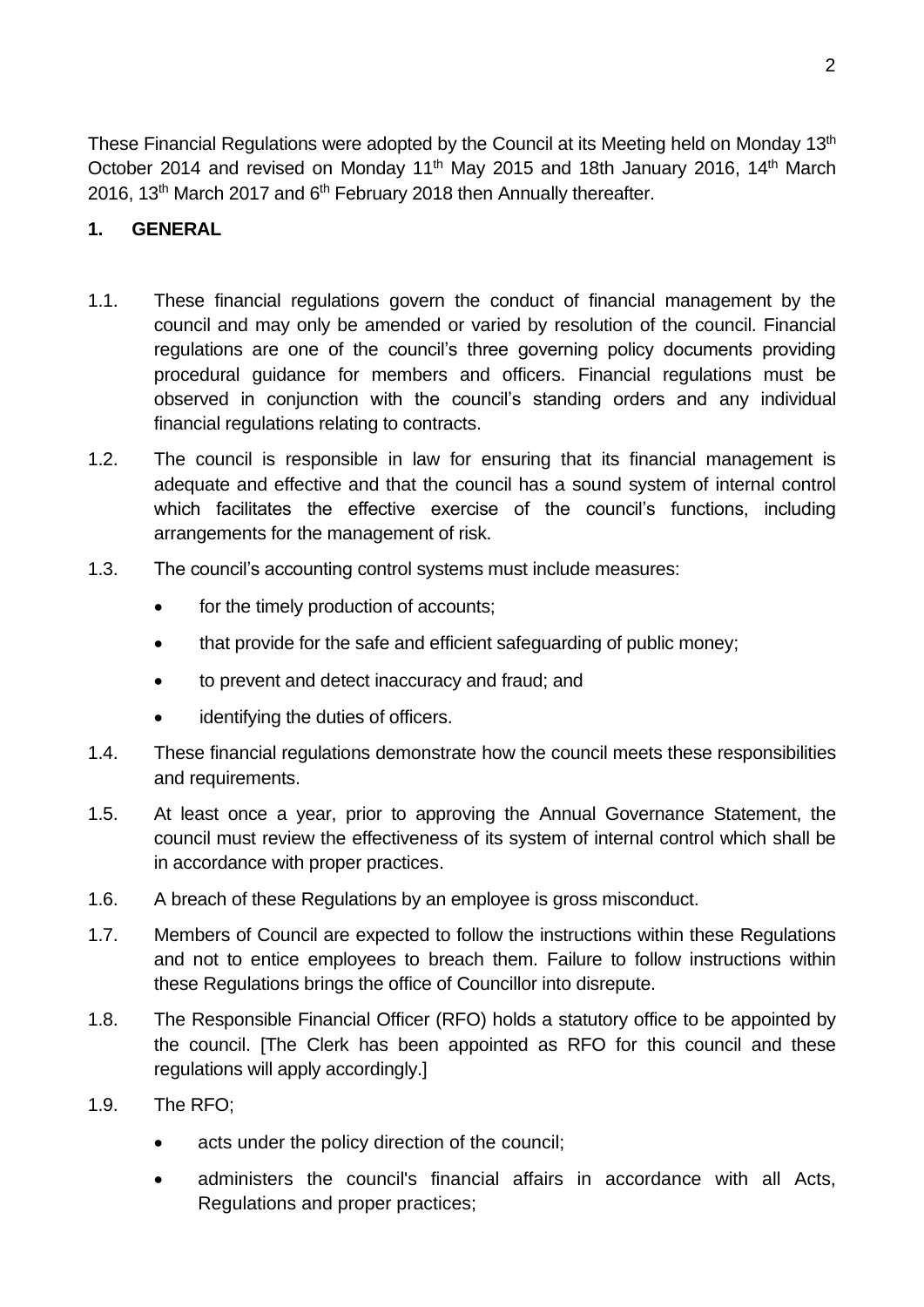These Financial Regulations were adopted by the Council at its Meeting held on Monday 13th October 2014 and revised on Monday 11th May 2015 and 18th January 2016, 14th March 2016, 13th March 2017 and 6th February 2018 then Annually thereafter.

## 1. GENERAL

1.1. These financial regulations govern the conduct of financial management by the council and may only be amended or varied by resolution of the council. Financial regulations are one of the council's three governing policy documents providing procedural guidance for members and officers. Financial regulations must be observed in conjunction with the council's standing orders and any individual financial regulations relating to contracts.

1.2. The council is responsible in law for ensuring that its financial management is adequate and effective and that the council has a sound system of internal control which facilitates the effective exercise of the council's functions, including arrangements for the management of risk.

1.3. The council's accounting control systems must include measures:

- for the timely production of accounts;
- that provide for the safe and efficient safeguarding of public money;
- to prevent and detect inaccuracy and fraud; and
- identifying the duties of officers.

1.4. These financial regulations demonstrate how the council meets these responsibilities and requirements.

1.5. At least once a year, prior to approving the Annual Governance Statement, the council must review the effectiveness of its system of internal control which shall be in accordance with proper practices.

1.6. A breach of these Regulations by an employee is gross misconduct.

1.7. Members of Council are expected to follow the instructions within these Regulations and not to entice employees to breach them. Failure to follow instructions within these Regulations brings the office of Councillor into disrepute.

1.8. The Responsible Financial Officer (RFO) holds a statutory office to be appointed by the council. [The Clerk has been appointed as RFO for this council and these regulations will apply accordingly.]

1.9. The RFO;

- acts under the policy direction of the council;
- administers the council's financial affairs in accordance with all Acts, Regulations and proper practices;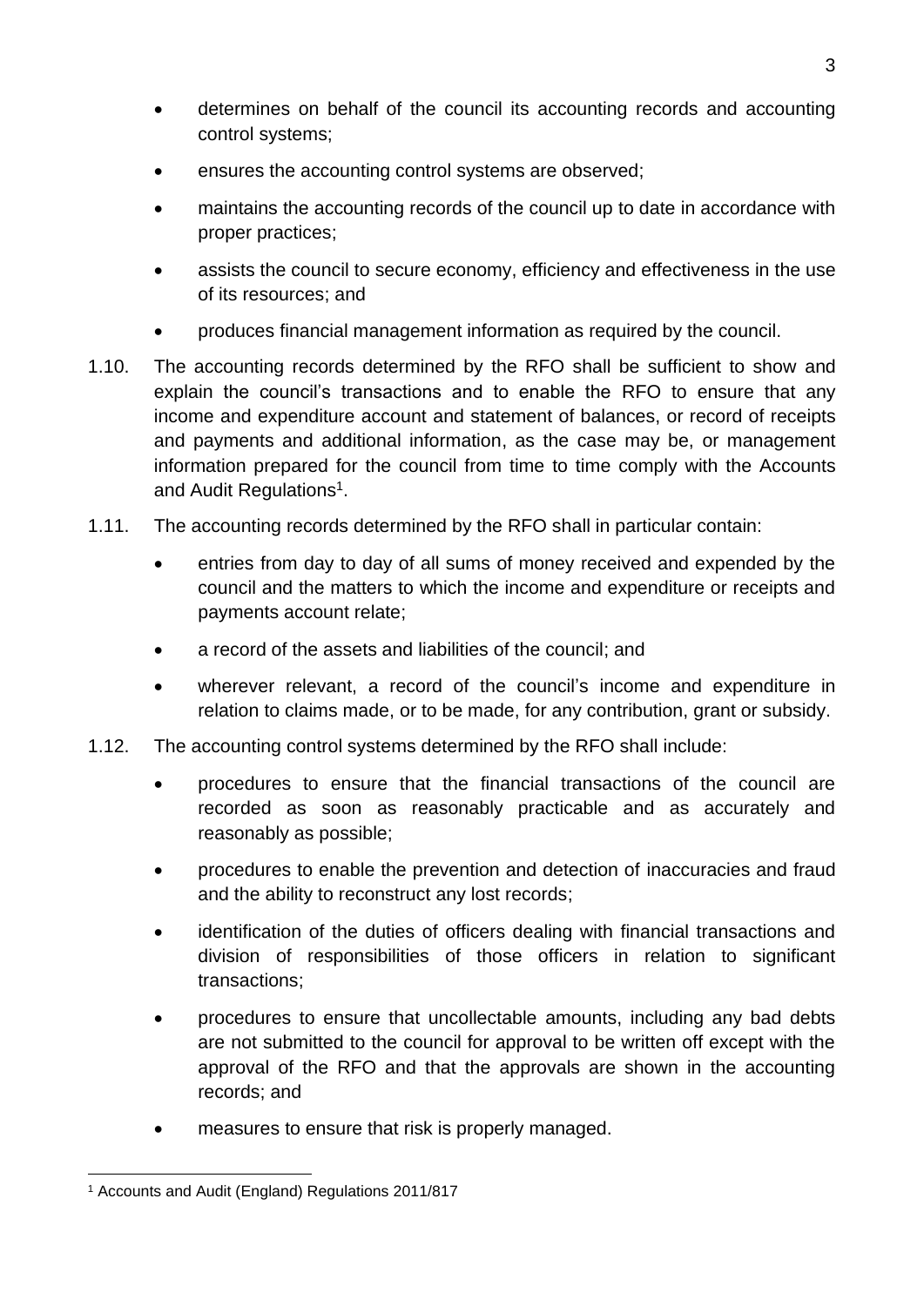- determines on behalf of the council its accounting records and accounting control systems;
- ensures the accounting control systems are observed;
- maintains the accounting records of the council up to date in accordance with proper practices;
- assists the council to secure economy, efficiency and effectiveness in the use of its resources; and
- produces financial management information as required by the council.

1.10. The accounting records determined by the RFO shall be sufficient to show and explain the council's transactions and to enable the RFO to ensure that any income and expenditure account and statement of balances, or record of receipts and payments and additional information, as the case may be, or management information prepared for the council from time to time comply with the Accounts and Audit Regulations[1].

1.11. The accounting records determined by the RFO shall in particular contain:

- entries from day to day of all sums of money received and expended by the council and the matters to which the income and expenditure or receipts and payments account relate;
- a record of the assets and liabilities of the council; and
- wherever relevant, a record of the council's income and expenditure in relation to claims made, or to be made, for any contribution, grant or subsidy.

1.12. The accounting control systems determined by the RFO shall include:

- procedures to ensure that the financial transactions of the council are recorded as soon as reasonably practicable and as accurately and reasonably as possible;
- procedures to enable the prevention and detection of inaccuracies and fraud and the ability to reconstruct any lost records;
- identification of the duties of officers dealing with financial transactions and division of responsibilities of those officers in relation to significant transactions;
- procedures to ensure that uncollectable amounts, including any bad debts are not submitted to the council for approval to be written off except with the approval of the RFO and that the approvals are shown in the accounting records; and
- measures to ensure that risk is properly managed.

[1] Accounts and Audit (England) Regulations 2011/817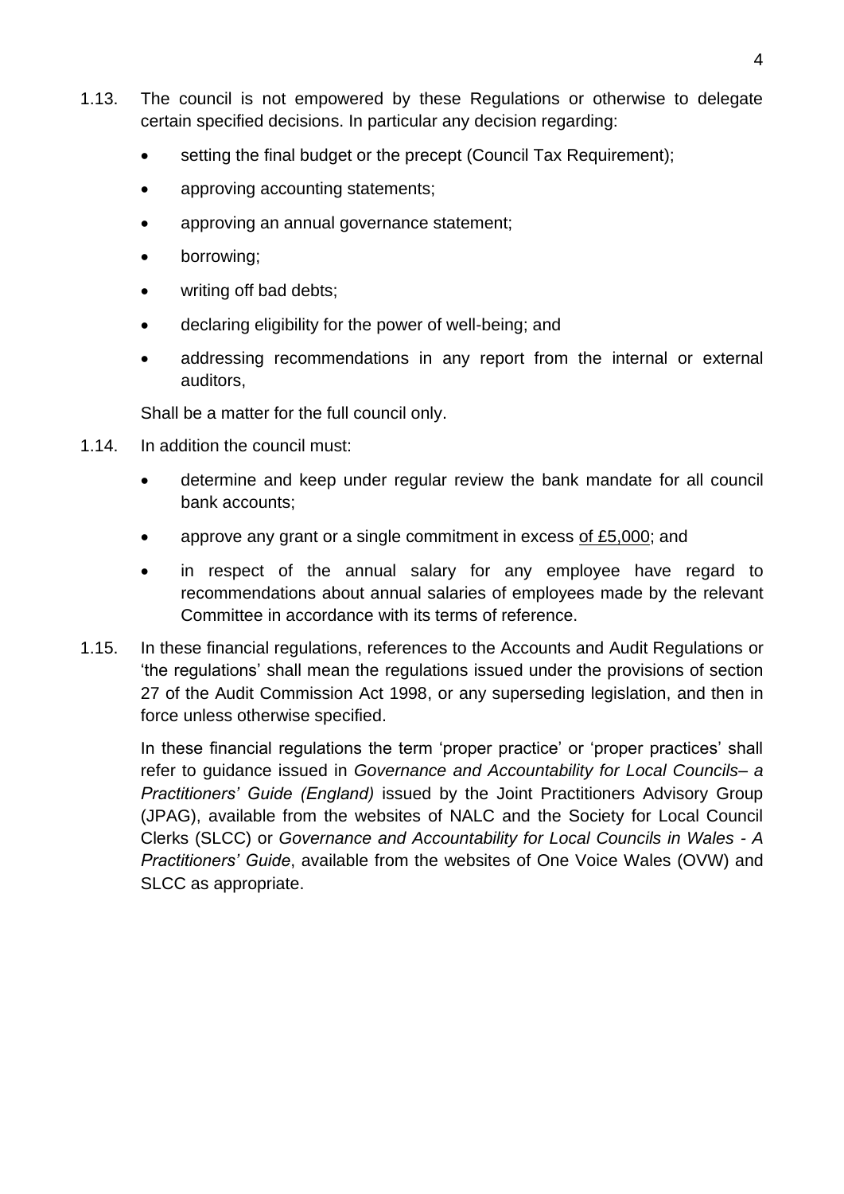1.13. The council is not empowered by these Regulations or otherwise to delegate certain specified decisions. In particular any decision regarding:

- setting the final budget or the precept (Council Tax Requirement);
- approving accounting statements;
- approving an annual governance statement;
- borrowing;
- writing off bad debts;
- declaring eligibility for the power of well-being; and
- addressing recommendations in any report from the internal or external auditors,

Shall be a matter for the full council only.

1.14. In addition the council must:

- determine and keep under regular review the bank mandate for all council bank accounts;
- approve any grant or a single commitment in excess <u>of £5,000</u>; and
- in respect of the annual salary for any employee have regard to recommendations about annual salaries of employees made by the relevant Committee in accordance with its terms of reference.

1.15. In these financial regulations, references to the Accounts and Audit Regulations or 'the regulations' shall mean the regulations issued under the provisions of section 27 of the Audit Commission Act 1998, or any superseding legislation, and then in force unless otherwise specified.

In these financial regulations the term 'proper practice' or 'proper practices' shall refer to guidance issued in *Governance and Accountability for Local Councils– a Practitioners' Guide (England)* issued by the Joint Practitioners Advisory Group (JPAG), available from the websites of NALC and the Society for Local Council Clerks (SLCC) or *Governance and Accountability for Local Councils in Wales - A Practitioners' Guide*, available from the websites of One Voice Wales (OVW) and SLCC as appropriate.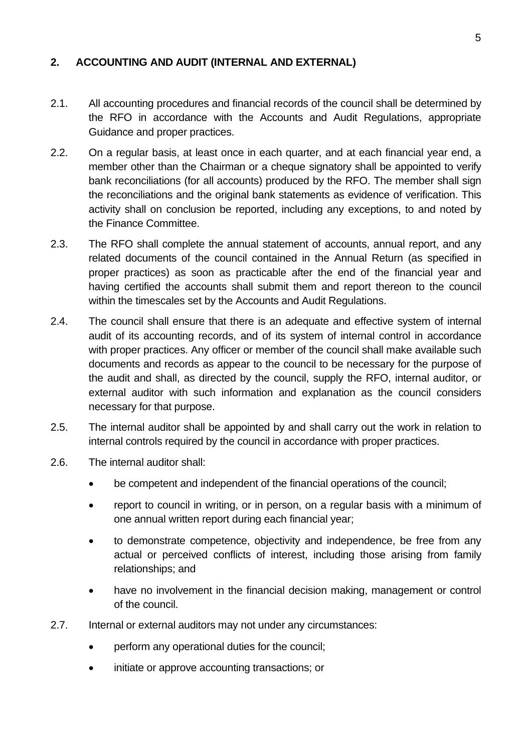## 2. ACCOUNTING AND AUDIT (INTERNAL AND EXTERNAL)

2.1. All accounting procedures and financial records of the council shall be determined by the RFO in accordance with the Accounts and Audit Regulations, appropriate Guidance and proper practices.

2.2. On a regular basis, at least once in each quarter, and at each financial year end, a member other than the Chairman or a cheque signatory shall be appointed to verify bank reconciliations (for all accounts) produced by the RFO. The member shall sign the reconciliations and the original bank statements as evidence of verification. This activity shall on conclusion be reported, including any exceptions, to and noted by the Finance Committee.

2.3. The RFO shall complete the annual statement of accounts, annual report, and any related documents of the council contained in the Annual Return (as specified in proper practices) as soon as practicable after the end of the financial year and having certified the accounts shall submit them and report thereon to the council within the timescales set by the Accounts and Audit Regulations.

2.4. The council shall ensure that there is an adequate and effective system of internal audit of its accounting records, and of its system of internal control in accordance with proper practices. Any officer or member of the council shall make available such documents and records as appear to the council to be necessary for the purpose of the audit and shall, as directed by the council, supply the RFO, internal auditor, or external auditor with such information and explanation as the council considers necessary for that purpose.

2.5. The internal auditor shall be appointed by and shall carry out the work in relation to internal controls required by the council in accordance with proper practices.

2.6. The internal auditor shall:

- be competent and independent of the financial operations of the council;
- report to council in writing, or in person, on a regular basis with a minimum of one annual written report during each financial year;
- to demonstrate competence, objectivity and independence, be free from any actual or perceived conflicts of interest, including those arising from family relationships; and
- have no involvement in the financial decision making, management or control of the council.

2.7. Internal or external auditors may not under any circumstances:

- perform any operational duties for the council;
- initiate or approve accounting transactions; or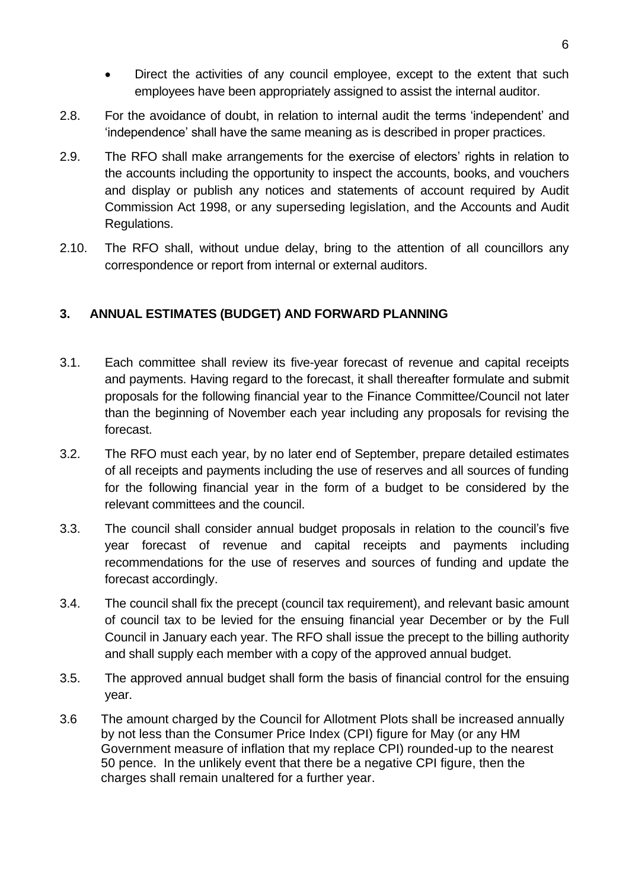- Direct the activities of any council employee, except to the extent that such employees have been appropriately assigned to assist the internal auditor.

2.8. For the avoidance of doubt, in relation to internal audit the terms 'independent' and 'independence' shall have the same meaning as is described in proper practices.

2.9. The RFO shall make arrangements for the exercise of electors' rights in relation to the accounts including the opportunity to inspect the accounts, books, and vouchers and display or publish any notices and statements of account required by Audit Commission Act 1998, or any superseding legislation, and the Accounts and Audit Regulations.

2.10. The RFO shall, without undue delay, bring to the attention of all councillors any correspondence or report from internal or external auditors.

## 3. ANNUAL ESTIMATES (BUDGET) AND FORWARD PLANNING

3.1. Each committee shall review its five-year forecast of revenue and capital receipts and payments. Having regard to the forecast, it shall thereafter formulate and submit proposals for the following financial year to the Finance Committee/Council not later than the beginning of November each year including any proposals for revising the forecast.

3.2. The RFO must each year, by no later end of September, prepare detailed estimates of all receipts and payments including the use of reserves and all sources of funding for the following financial year in the form of a budget to be considered by the relevant committees and the council.

3.3. The council shall consider annual budget proposals in relation to the council's five year forecast of revenue and capital receipts and payments including recommendations for the use of reserves and sources of funding and update the forecast accordingly.

3.4. The council shall fix the precept (council tax requirement), and relevant basic amount of council tax to be levied for the ensuing financial year December or by the Full Council in January each year. The RFO shall issue the precept to the billing authority and shall supply each member with a copy of the approved annual budget.

3.5. The approved annual budget shall form the basis of financial control for the ensuing year.

3.6 The amount charged by the Council for Allotment Plots shall be increased annually by not less than the Consumer Price Index (CPI) figure for May (or any HM Government measure of inflation that my replace CPI) rounded-up to the nearest 50 pence. In the unlikely event that there be a negative CPI figure, then the charges shall remain unaltered for a further year.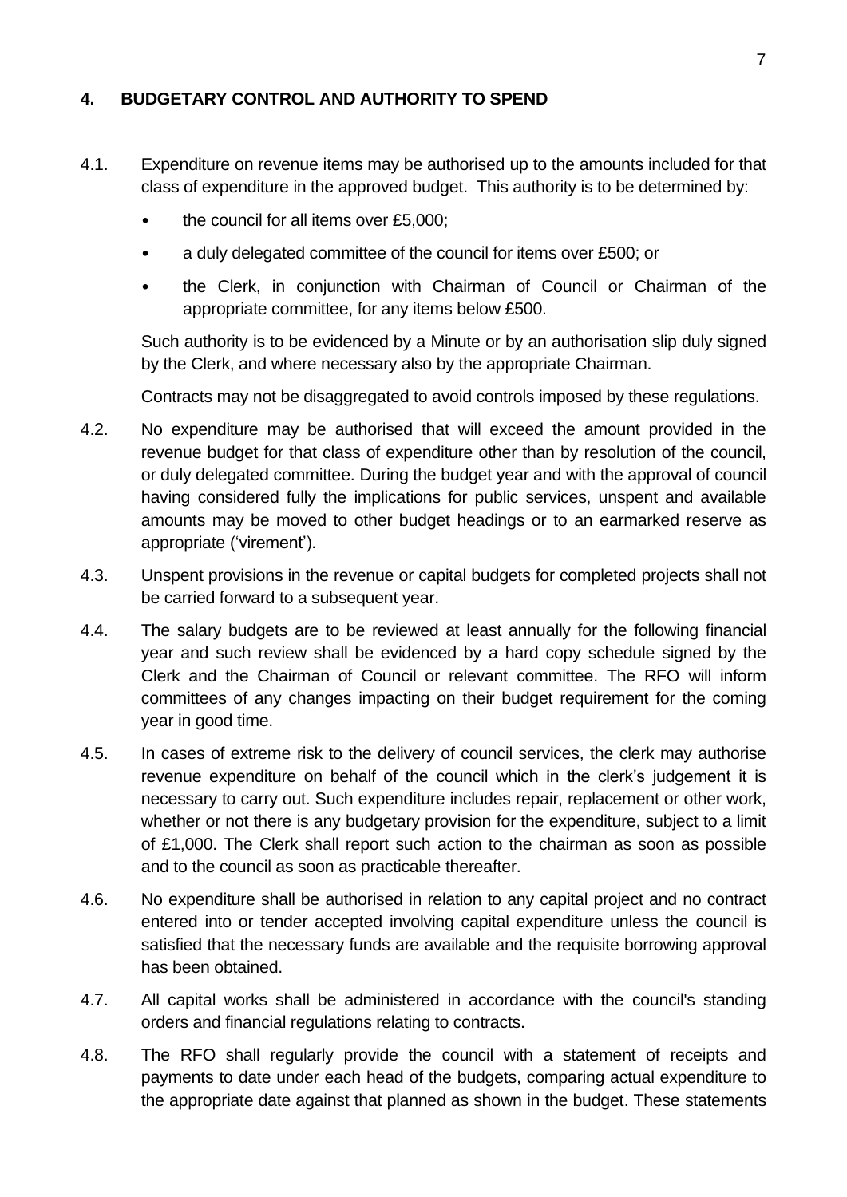## 4. BUDGETARY CONTROL AND AUTHORITY TO SPEND

4.1. Expenditure on revenue items may be authorised up to the amounts included for that class of expenditure in the approved budget. This authority is to be determined by:

- the council for all items over £5,000;
- a duly delegated committee of the council for items over £500; or
- the Clerk, in conjunction with Chairman of Council or Chairman of the appropriate committee, for any items below £500.

Such authority is to be evidenced by a Minute or by an authorisation slip duly signed by the Clerk, and where necessary also by the appropriate Chairman.

Contracts may not be disaggregated to avoid controls imposed by these regulations.

4.2. No expenditure may be authorised that will exceed the amount provided in the revenue budget for that class of expenditure other than by resolution of the council, or duly delegated committee. During the budget year and with the approval of council having considered fully the implications for public services, unspent and available amounts may be moved to other budget headings or to an earmarked reserve as appropriate ('virement').

4.3. Unspent provisions in the revenue or capital budgets for completed projects shall not be carried forward to a subsequent year.

4.4. The salary budgets are to be reviewed at least annually for the following financial year and such review shall be evidenced by a hard copy schedule signed by the Clerk and the Chairman of Council or relevant committee. The RFO will inform committees of any changes impacting on their budget requirement for the coming year in good time.

4.5. In cases of extreme risk to the delivery of council services, the clerk may authorise revenue expenditure on behalf of the council which in the clerk's judgement it is necessary to carry out. Such expenditure includes repair, replacement or other work, whether or not there is any budgetary provision for the expenditure, subject to a limit of £1,000. The Clerk shall report such action to the chairman as soon as possible and to the council as soon as practicable thereafter.

4.6. No expenditure shall be authorised in relation to any capital project and no contract entered into or tender accepted involving capital expenditure unless the council is satisfied that the necessary funds are available and the requisite borrowing approval has been obtained.

4.7. All capital works shall be administered in accordance with the council's standing orders and financial regulations relating to contracts.

4.8. The RFO shall regularly provide the council with a statement of receipts and payments to date under each head of the budgets, comparing actual expenditure to the appropriate date against that planned as shown in the budget. These statements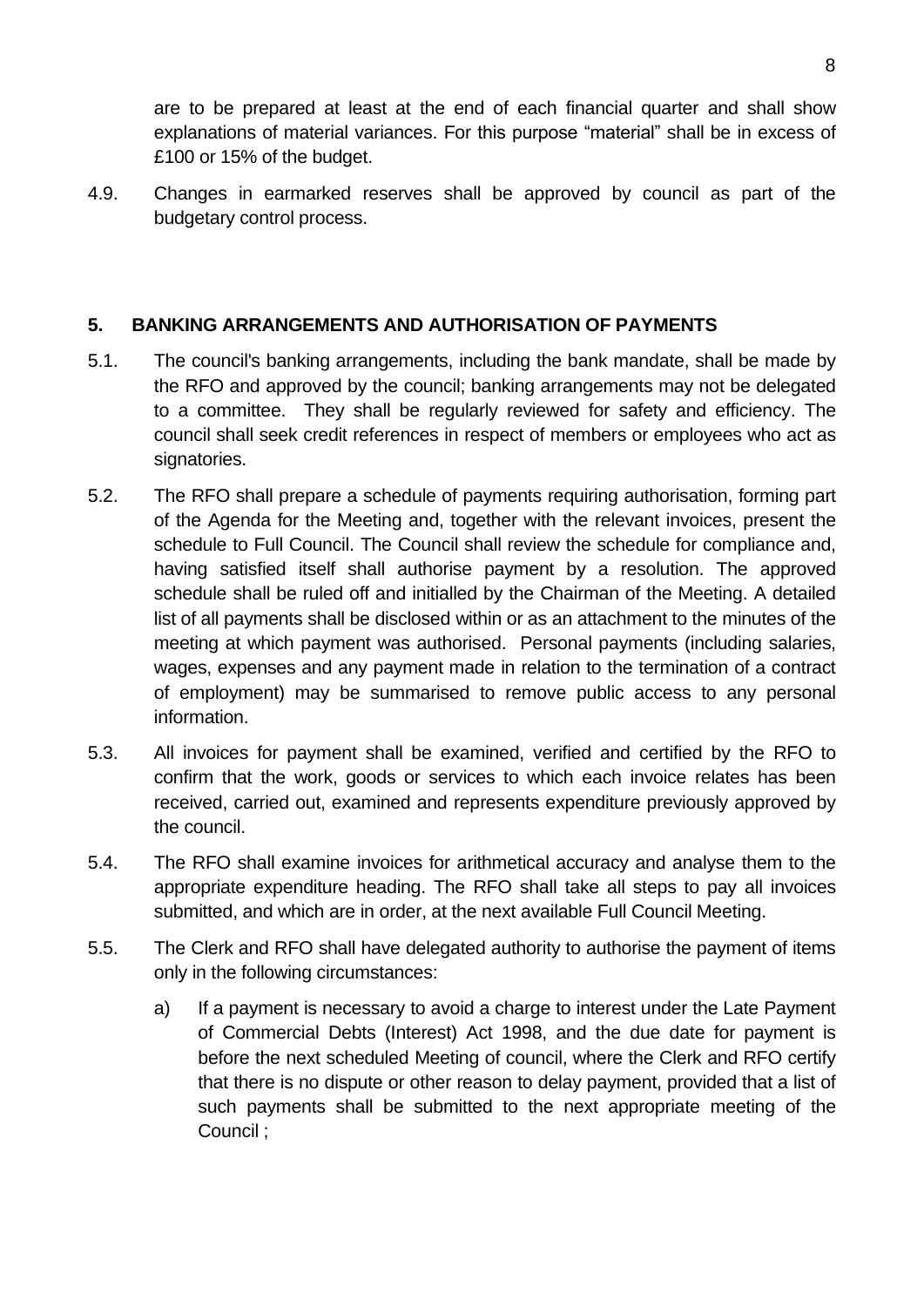are to be prepared at least at the end of each financial quarter and shall show explanations of material variances. For this purpose "material" shall be in excess of £100 or 15% of the budget.

4.9. Changes in earmarked reserves shall be approved by council as part of the budgetary control process.

## 5. BANKING ARRANGEMENTS AND AUTHORISATION OF PAYMENTS

5.1. The council's banking arrangements, including the bank mandate, shall be made by the RFO and approved by the council; banking arrangements may not be delegated to a committee. They shall be regularly reviewed for safety and efficiency. The council shall seek credit references in respect of members or employees who act as signatories.

5.2. The RFO shall prepare a schedule of payments requiring authorisation, forming part of the Agenda for the Meeting and, together with the relevant invoices, present the schedule to Full Council. The Council shall review the schedule for compliance and, having satisfied itself shall authorise payment by a resolution. The approved schedule shall be ruled off and initialled by the Chairman of the Meeting. A detailed list of all payments shall be disclosed within or as an attachment to the minutes of the meeting at which payment was authorised. Personal payments (including salaries, wages, expenses and any payment made in relation to the termination of a contract of employment) may be summarised to remove public access to any personal information.

5.3. All invoices for payment shall be examined, verified and certified by the RFO to confirm that the work, goods or services to which each invoice relates has been received, carried out, examined and represents expenditure previously approved by the council.

5.4. The RFO shall examine invoices for arithmetical accuracy and analyse them to the appropriate expenditure heading. The RFO shall take all steps to pay all invoices submitted, and which are in order, at the next available Full Council Meeting.

5.5. The Clerk and RFO shall have delegated authority to authorise the payment of items only in the following circumstances:

a) If a payment is necessary to avoid a charge to interest under the Late Payment of Commercial Debts (Interest) Act 1998, and the due date for payment is before the next scheduled Meeting of council, where the Clerk and RFO certify that there is no dispute or other reason to delay payment, provided that a list of such payments shall be submitted to the next appropriate meeting of the Council ;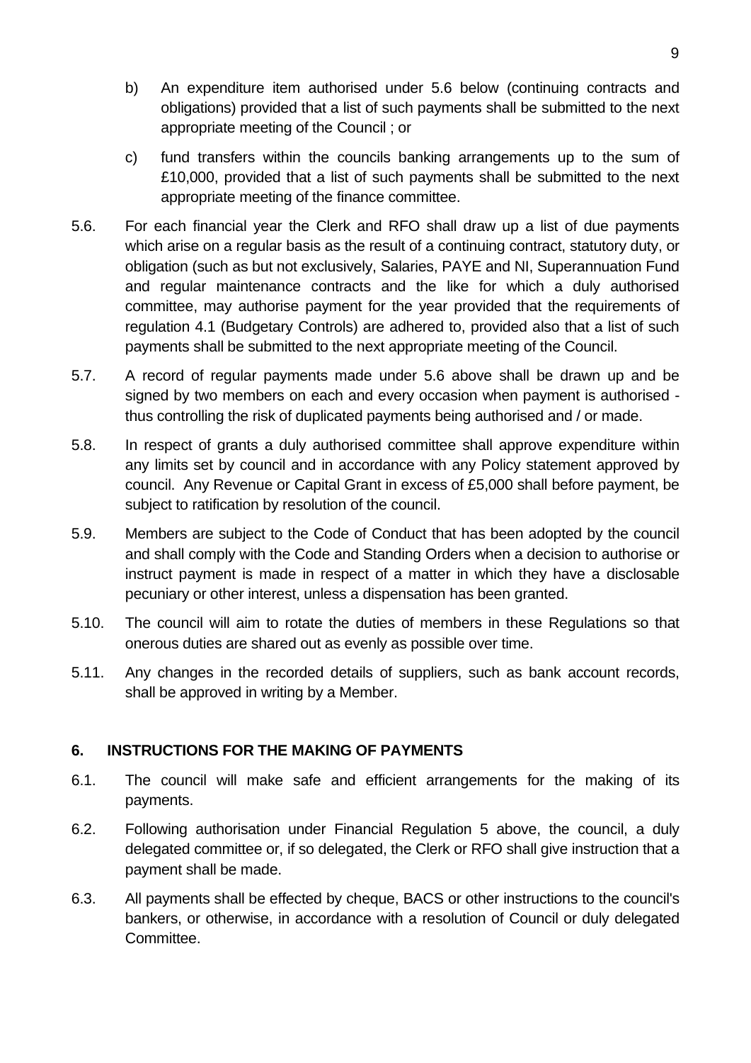b) An expenditure item authorised under 5.6 below (continuing contracts and obligations) provided that a list of such payments shall be submitted to the next appropriate meeting of the Council ; or

c) fund transfers within the councils banking arrangements up to the sum of £10,000, provided that a list of such payments shall be submitted to the next appropriate meeting of the finance committee.

5.6. For each financial year the Clerk and RFO shall draw up a list of due payments which arise on a regular basis as the result of a continuing contract, statutory duty, or obligation (such as but not exclusively, Salaries, PAYE and NI, Superannuation Fund and regular maintenance contracts and the like for which a duly authorised committee, may authorise payment for the year provided that the requirements of regulation 4.1 (Budgetary Controls) are adhered to, provided also that a list of such payments shall be submitted to the next appropriate meeting of the Council.

5.7. A record of regular payments made under 5.6 above shall be drawn up and be signed by two members on each and every occasion when payment is authorised - thus controlling the risk of duplicated payments being authorised and / or made.

5.8. In respect of grants a duly authorised committee shall approve expenditure within any limits set by council and in accordance with any Policy statement approved by council. Any Revenue or Capital Grant in excess of £5,000 shall before payment, be subject to ratification by resolution of the council.

5.9. Members are subject to the Code of Conduct that has been adopted by the council and shall comply with the Code and Standing Orders when a decision to authorise or instruct payment is made in respect of a matter in which they have a disclosable pecuniary or other interest, unless a dispensation has been granted.

5.10. The council will aim to rotate the duties of members in these Regulations so that onerous duties are shared out as evenly as possible over time.

5.11. Any changes in the recorded details of suppliers, such as bank account records, shall be approved in writing by a Member.

## 6. INSTRUCTIONS FOR THE MAKING OF PAYMENTS

6.1. The council will make safe and efficient arrangements for the making of its payments.

6.2. Following authorisation under Financial Regulation 5 above, the council, a duly delegated committee or, if so delegated, the Clerk or RFO shall give instruction that a payment shall be made.

6.3. All payments shall be effected by cheque, BACS or other instructions to the council's bankers, or otherwise, in accordance with a resolution of Council or duly delegated Committee.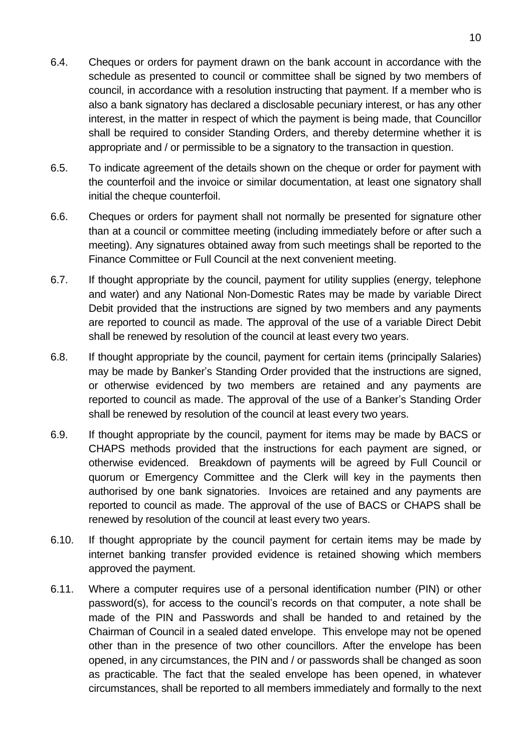6.4. Cheques or orders for payment drawn on the bank account in accordance with the schedule as presented to council or committee shall be signed by two members of council, in accordance with a resolution instructing that payment. If a member who is also a bank signatory has declared a disclosable pecuniary interest, or has any other interest, in the matter in respect of which the payment is being made, that Councillor shall be required to consider Standing Orders, and thereby determine whether it is appropriate and / or permissible to be a signatory to the transaction in question.

6.5. To indicate agreement of the details shown on the cheque or order for payment with the counterfoil and the invoice or similar documentation, at least one signatory shall initial the cheque counterfoil.

6.6. Cheques or orders for payment shall not normally be presented for signature other than at a council or committee meeting (including immediately before or after such a meeting). Any signatures obtained away from such meetings shall be reported to the Finance Committee or Full Council at the next convenient meeting.

6.7. If thought appropriate by the council, payment for utility supplies (energy, telephone and water) and any National Non-Domestic Rates may be made by variable Direct Debit provided that the instructions are signed by two members and any payments are reported to council as made. The approval of the use of a variable Direct Debit shall be renewed by resolution of the council at least every two years.

6.8. If thought appropriate by the council, payment for certain items (principally Salaries) may be made by Banker's Standing Order provided that the instructions are signed, or otherwise evidenced by two members are retained and any payments are reported to council as made. The approval of the use of a Banker's Standing Order shall be renewed by resolution of the council at least every two years.

6.9. If thought appropriate by the council, payment for items may be made by BACS or CHAPS methods provided that the instructions for each payment are signed, or otherwise evidenced. Breakdown of payments will be agreed by Full Council or quorum or Emergency Committee and the Clerk will key in the payments then authorised by one bank signatories. Invoices are retained and any payments are reported to council as made. The approval of the use of BACS or CHAPS shall be renewed by resolution of the council at least every two years.

6.10. If thought appropriate by the council payment for certain items may be made by internet banking transfer provided evidence is retained showing which members approved the payment.

6.11. Where a computer requires use of a personal identification number (PIN) or other password(s), for access to the council's records on that computer, a note shall be made of the PIN and Passwords and shall be handed to and retained by the Chairman of Council in a sealed dated envelope. This envelope may not be opened other than in the presence of two other councillors. After the envelope has been opened, in any circumstances, the PIN and / or passwords shall be changed as soon as practicable. The fact that the sealed envelope has been opened, in whatever circumstances, shall be reported to all members immediately and formally to the next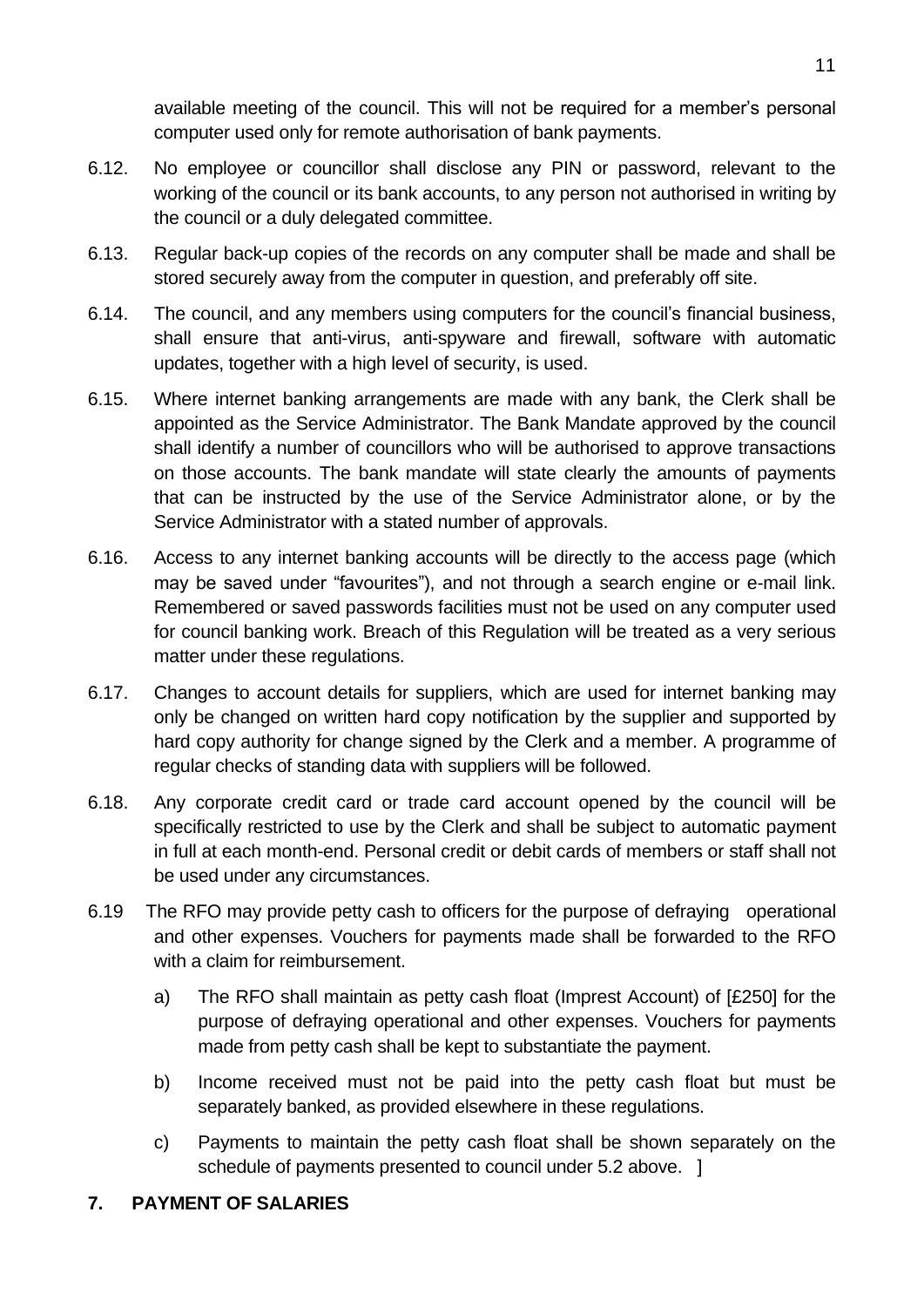available meeting of the council. This will not be required for a member's personal computer used only for remote authorisation of bank payments.

6.12. No employee or councillor shall disclose any PIN or password, relevant to the working of the council or its bank accounts, to any person not authorised in writing by the council or a duly delegated committee.

6.13. Regular back-up copies of the records on any computer shall be made and shall be stored securely away from the computer in question, and preferably off site.

6.14. The council, and any members using computers for the council's financial business, shall ensure that anti-virus, anti-spyware and firewall, software with automatic updates, together with a high level of security, is used.

6.15. Where internet banking arrangements are made with any bank, the Clerk shall be appointed as the Service Administrator. The Bank Mandate approved by the council shall identify a number of councillors who will be authorised to approve transactions on those accounts. The bank mandate will state clearly the amounts of payments that can be instructed by the use of the Service Administrator alone, or by the Service Administrator with a stated number of approvals.

6.16. Access to any internet banking accounts will be directly to the access page (which may be saved under "favourites"), and not through a search engine or e-mail link. Remembered or saved passwords facilities must not be used on any computer used for council banking work. Breach of this Regulation will be treated as a very serious matter under these regulations.

6.17. Changes to account details for suppliers, which are used for internet banking may only be changed on written hard copy notification by the supplier and supported by hard copy authority for change signed by the Clerk and a member. A programme of regular checks of standing data with suppliers will be followed.

6.18. Any corporate credit card or trade card account opened by the council will be specifically restricted to use by the Clerk and shall be subject to automatic payment in full at each month-end. Personal credit or debit cards of members or staff shall not be used under any circumstances.

6.19 The RFO may provide petty cash to officers for the purpose of defraying operational and other expenses. Vouchers for payments made shall be forwarded to the RFO with a claim for reimbursement.

a) The RFO shall maintain as petty cash float (Imprest Account) of [£250] for the purpose of defraying operational and other expenses. Vouchers for payments made from petty cash shall be kept to substantiate the payment.

b) Income received must not be paid into the petty cash float but must be separately banked, as provided elsewhere in these regulations.

c) Payments to maintain the petty cash float shall be shown separately on the schedule of payments presented to council under 5.2 above. ]

## 7. PAYMENT OF SALARIES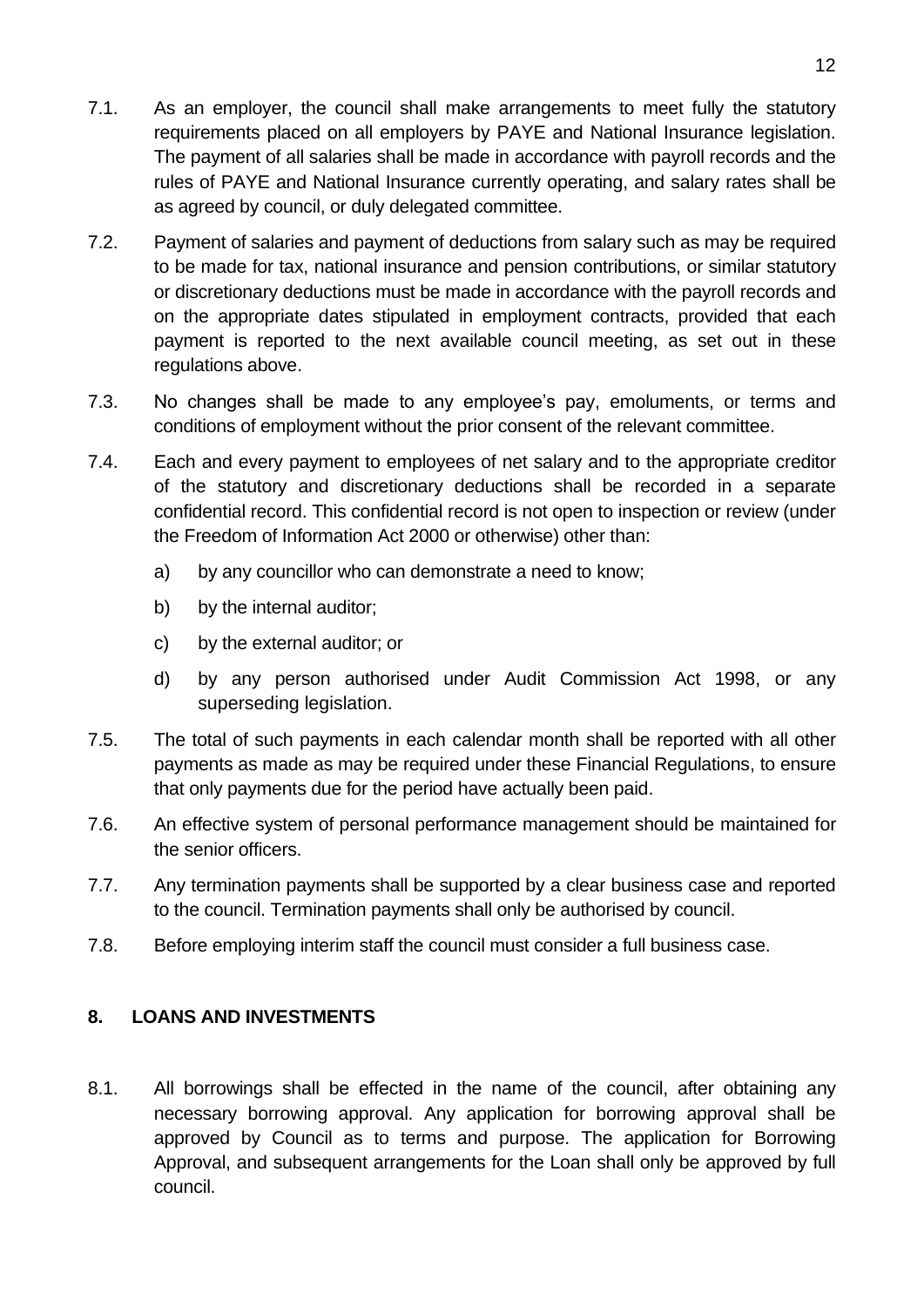7.1. As an employer, the council shall make arrangements to meet fully the statutory requirements placed on all employers by PAYE and National Insurance legislation. The payment of all salaries shall be made in accordance with payroll records and the rules of PAYE and National Insurance currently operating, and salary rates shall be as agreed by council, or duly delegated committee.

7.2. Payment of salaries and payment of deductions from salary such as may be required to be made for tax, national insurance and pension contributions, or similar statutory or discretionary deductions must be made in accordance with the payroll records and on the appropriate dates stipulated in employment contracts, provided that each payment is reported to the next available council meeting, as set out in these regulations above.

7.3. No changes shall be made to any employee's pay, emoluments, or terms and conditions of employment without the prior consent of the relevant committee.

7.4. Each and every payment to employees of net salary and to the appropriate creditor of the statutory and discretionary deductions shall be recorded in a separate confidential record. This confidential record is not open to inspection or review (under the Freedom of Information Act 2000 or otherwise) other than:

   a) by any councillor who can demonstrate a need to know;

   b) by the internal auditor;

   c) by the external auditor; or

   d) by any person authorised under Audit Commission Act 1998, or any superseding legislation.

7.5. The total of such payments in each calendar month shall be reported with all other payments as made as may be required under these Financial Regulations, to ensure that only payments due for the period have actually been paid.

7.6. An effective system of personal performance management should be maintained for the senior officers.

7.7. Any termination payments shall be supported by a clear business case and reported to the council. Termination payments shall only be authorised by council.

7.8. Before employing interim staff the council must consider a full business case.

## 8. LOANS AND INVESTMENTS

8.1. All borrowings shall be effected in the name of the council, after obtaining any necessary borrowing approval. Any application for borrowing approval shall be approved by Council as to terms and purpose. The application for Borrowing Approval, and subsequent arrangements for the Loan shall only be approved by full council.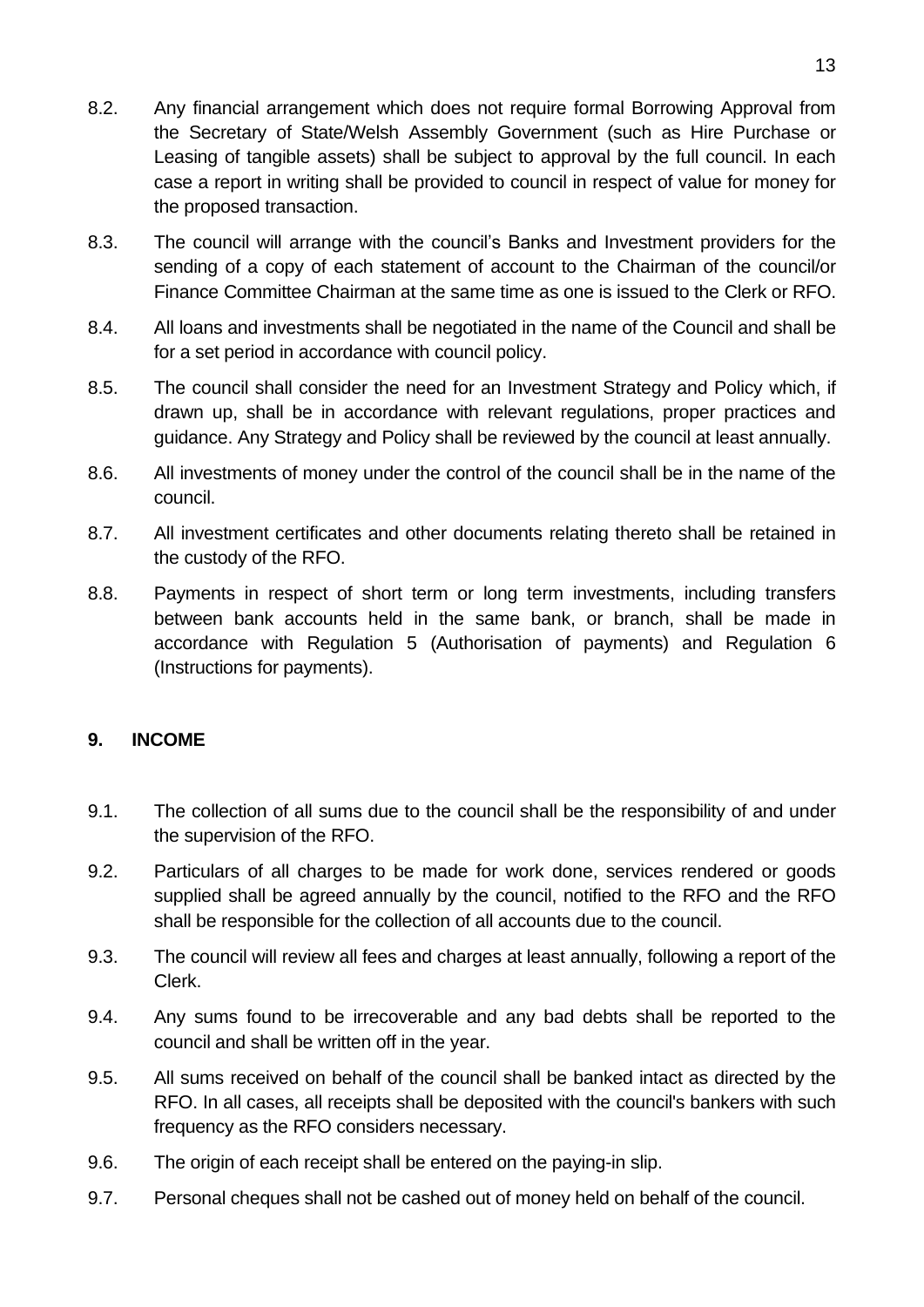8.2. Any financial arrangement which does not require formal Borrowing Approval from the Secretary of State/Welsh Assembly Government (such as Hire Purchase or Leasing of tangible assets) shall be subject to approval by the full council. In each case a report in writing shall be provided to council in respect of value for money for the proposed transaction.

8.3. The council will arrange with the council's Banks and Investment providers for the sending of a copy of each statement of account to the Chairman of the council/or Finance Committee Chairman at the same time as one is issued to the Clerk or RFO.

8.4. All loans and investments shall be negotiated in the name of the Council and shall be for a set period in accordance with council policy.

8.5. The council shall consider the need for an Investment Strategy and Policy which, if drawn up, shall be in accordance with relevant regulations, proper practices and guidance. Any Strategy and Policy shall be reviewed by the council at least annually.

8.6. All investments of money under the control of the council shall be in the name of the council.

8.7. All investment certificates and other documents relating thereto shall be retained in the custody of the RFO.

8.8. Payments in respect of short term or long term investments, including transfers between bank accounts held in the same bank, or branch, shall be made in accordance with Regulation 5 (Authorisation of payments) and Regulation 6 (Instructions for payments).

## 9. INCOME

9.1. The collection of all sums due to the council shall be the responsibility of and under the supervision of the RFO.

9.2. Particulars of all charges to be made for work done, services rendered or goods supplied shall be agreed annually by the council, notified to the RFO and the RFO shall be responsible for the collection of all accounts due to the council.

9.3. The council will review all fees and charges at least annually, following a report of the Clerk.

9.4. Any sums found to be irrecoverable and any bad debts shall be reported to the council and shall be written off in the year.

9.5. All sums received on behalf of the council shall be banked intact as directed by the RFO. In all cases, all receipts shall be deposited with the council's bankers with such frequency as the RFO considers necessary.

9.6. The origin of each receipt shall be entered on the paying-in slip.

9.7. Personal cheques shall not be cashed out of money held on behalf of the council.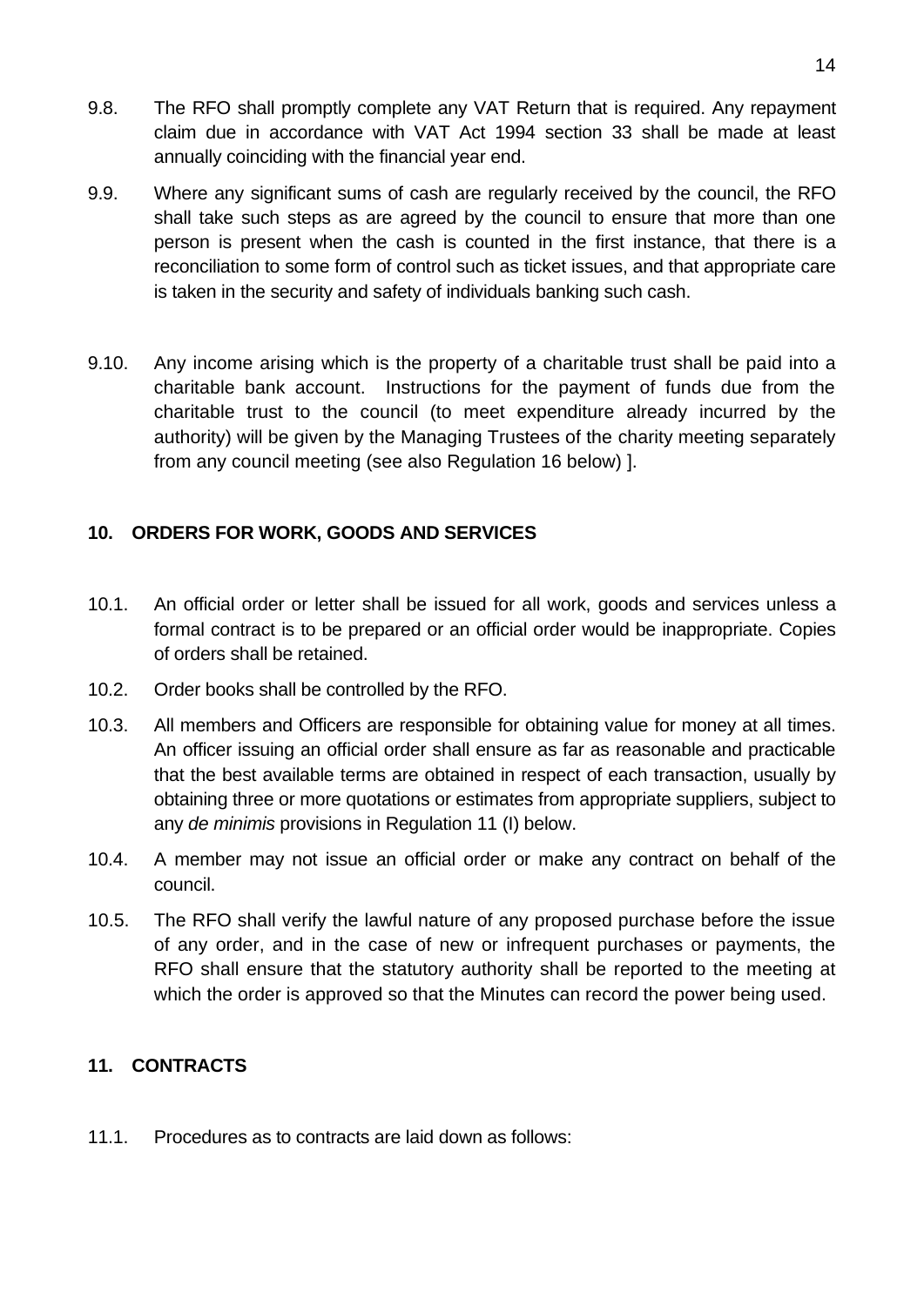9.8. The RFO shall promptly complete any VAT Return that is required. Any repayment claim due in accordance with VAT Act 1994 section 33 shall be made at least annually coinciding with the financial year end.

9.9. Where any significant sums of cash are regularly received by the council, the RFO shall take such steps as are agreed by the council to ensure that more than one person is present when the cash is counted in the first instance, that there is a reconciliation to some form of control such as ticket issues, and that appropriate care is taken in the security and safety of individuals banking such cash.

9.10. Any income arising which is the property of a charitable trust shall be paid into a charitable bank account. Instructions for the payment of funds due from the charitable trust to the council (to meet expenditure already incurred by the authority) will be given by the Managing Trustees of the charity meeting separately from any council meeting (see also Regulation 16 below) ].

## 10. ORDERS FOR WORK, GOODS AND SERVICES

10.1. An official order or letter shall be issued for all work, goods and services unless a formal contract is to be prepared or an official order would be inappropriate. Copies of orders shall be retained.

10.2. Order books shall be controlled by the RFO.

10.3. All members and Officers are responsible for obtaining value for money at all times. An officer issuing an official order shall ensure as far as reasonable and practicable that the best available terms are obtained in respect of each transaction, usually by obtaining three or more quotations or estimates from appropriate suppliers, subject to any *de minimis* provisions in Regulation 11 (I) below.

10.4. A member may not issue an official order or make any contract on behalf of the council.

10.5. The RFO shall verify the lawful nature of any proposed purchase before the issue of any order, and in the case of new or infrequent purchases or payments, the RFO shall ensure that the statutory authority shall be reported to the meeting at which the order is approved so that the Minutes can record the power being used.

## 11. CONTRACTS

11.1. Procedures as to contracts are laid down as follows: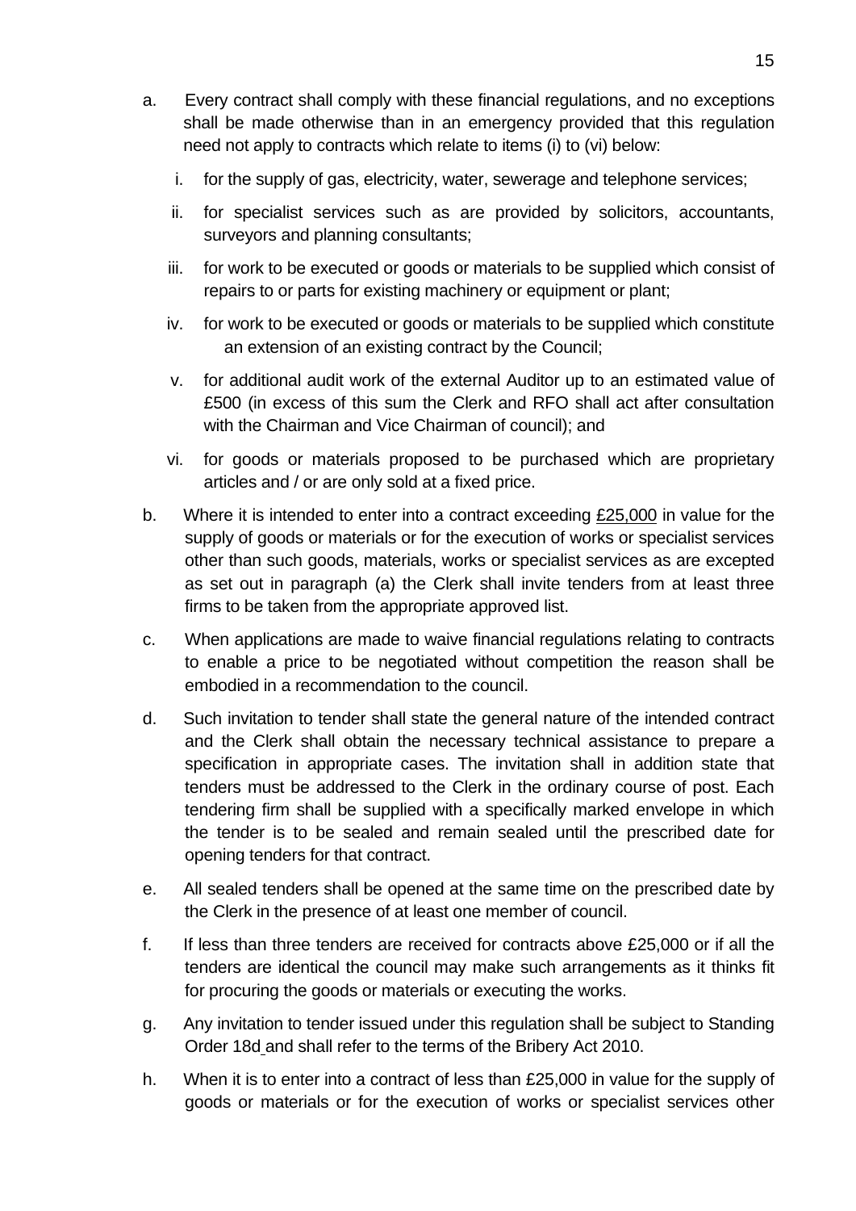a. Every contract shall comply with these financial regulations, and no exceptions shall be made otherwise than in an emergency provided that this regulation need not apply to contracts which relate to items (i) to (vi) below:

   i. for the supply of gas, electricity, water, sewerage and telephone services;

   ii. for specialist services such as are provided by solicitors, accountants, surveyors and planning consultants;

   iii. for work to be executed or goods or materials to be supplied which consist of repairs to or parts for existing machinery or equipment or plant;

   iv. for work to be executed or goods or materials to be supplied which constitute an extension of an existing contract by the Council;

   v. for additional audit work of the external Auditor up to an estimated value of £500 (in excess of this sum the Clerk and RFO shall act after consultation with the Chairman and Vice Chairman of council); and

   vi. for goods or materials proposed to be purchased which are proprietary articles and / or are only sold at a fixed price.

b. Where it is intended to enter into a contract exceeding £25,000 in value for the supply of goods or materials or for the execution of works or specialist services other than such goods, materials, works or specialist services as are excepted as set out in paragraph (a) the Clerk shall invite tenders from at least three firms to be taken from the appropriate approved list.

c. When applications are made to waive financial regulations relating to contracts to enable a price to be negotiated without competition the reason shall be embodied in a recommendation to the council.

d. Such invitation to tender shall state the general nature of the intended contract and the Clerk shall obtain the necessary technical assistance to prepare a specification in appropriate cases. The invitation shall in addition state that tenders must be addressed to the Clerk in the ordinary course of post. Each tendering firm shall be supplied with a specifically marked envelope in which the tender is to be sealed and remain sealed until the prescribed date for opening tenders for that contract.

e. All sealed tenders shall be opened at the same time on the prescribed date by the Clerk in the presence of at least one member of council.

f. If less than three tenders are received for contracts above £25,000 or if all the tenders are identical the council may make such arrangements as it thinks fit for procuring the goods or materials or executing the works.

g. Any invitation to tender issued under this regulation shall be subject to Standing Order 18d and shall refer to the terms of the Bribery Act 2010.

h. When it is to enter into a contract of less than £25,000 in value for the supply of goods or materials or for the execution of works or specialist services other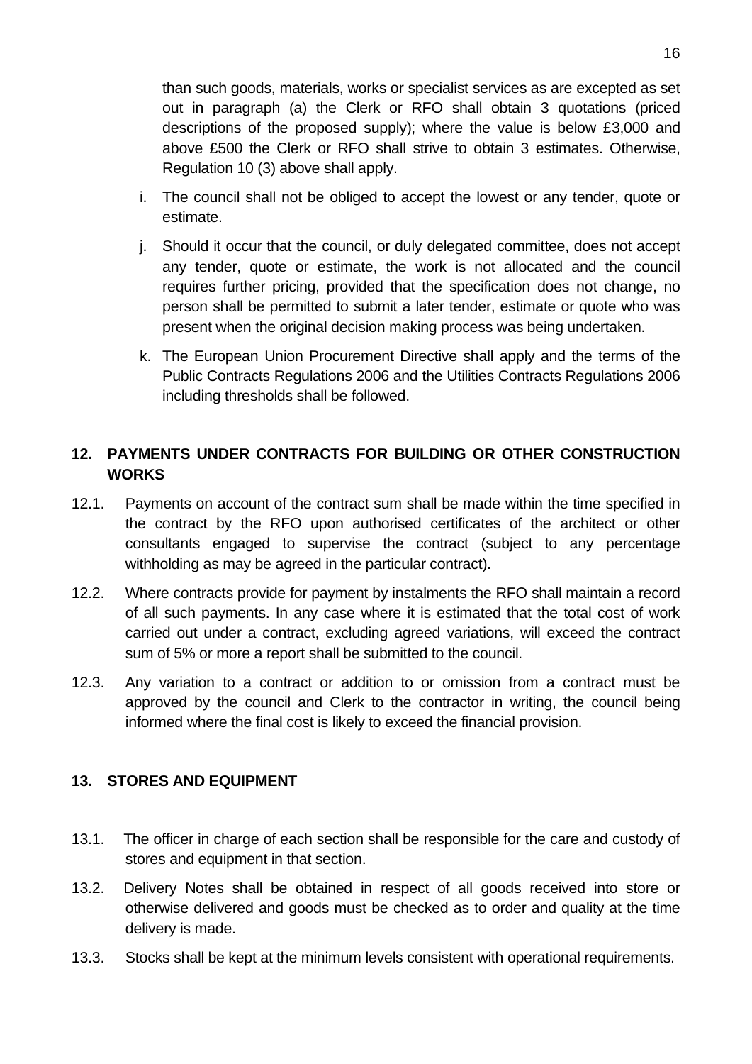than such goods, materials, works or specialist services as are excepted as set out in paragraph (a) the Clerk or RFO shall obtain 3 quotations (priced descriptions of the proposed supply); where the value is below £3,000 and above £500 the Clerk or RFO shall strive to obtain 3 estimates. Otherwise, Regulation 10 (3) above shall apply.

i. The council shall not be obliged to accept the lowest or any tender, quote or estimate.

j. Should it occur that the council, or duly delegated committee, does not accept any tender, quote or estimate, the work is not allocated and the council requires further pricing, provided that the specification does not change, no person shall be permitted to submit a later tender, estimate or quote who was present when the original decision making process was being undertaken.

k. The European Union Procurement Directive shall apply and the terms of the Public Contracts Regulations 2006 and the Utilities Contracts Regulations 2006 including thresholds shall be followed.

## 12. PAYMENTS UNDER CONTRACTS FOR BUILDING OR OTHER CONSTRUCTION WORKS

12.1. Payments on account of the contract sum shall be made within the time specified in the contract by the RFO upon authorised certificates of the architect or other consultants engaged to supervise the contract (subject to any percentage withholding as may be agreed in the particular contract).

12.2. Where contracts provide for payment by instalments the RFO shall maintain a record of all such payments. In any case where it is estimated that the total cost of work carried out under a contract, excluding agreed variations, will exceed the contract sum of 5% or more a report shall be submitted to the council.

12.3. Any variation to a contract or addition to or omission from a contract must be approved by the council and Clerk to the contractor in writing, the council being informed where the final cost is likely to exceed the financial provision.

## 13. STORES AND EQUIPMENT

13.1. The officer in charge of each section shall be responsible for the care and custody of stores and equipment in that section.

13.2. Delivery Notes shall be obtained in respect of all goods received into store or otherwise delivered and goods must be checked as to order and quality at the time delivery is made.

13.3. Stocks shall be kept at the minimum levels consistent with operational requirements.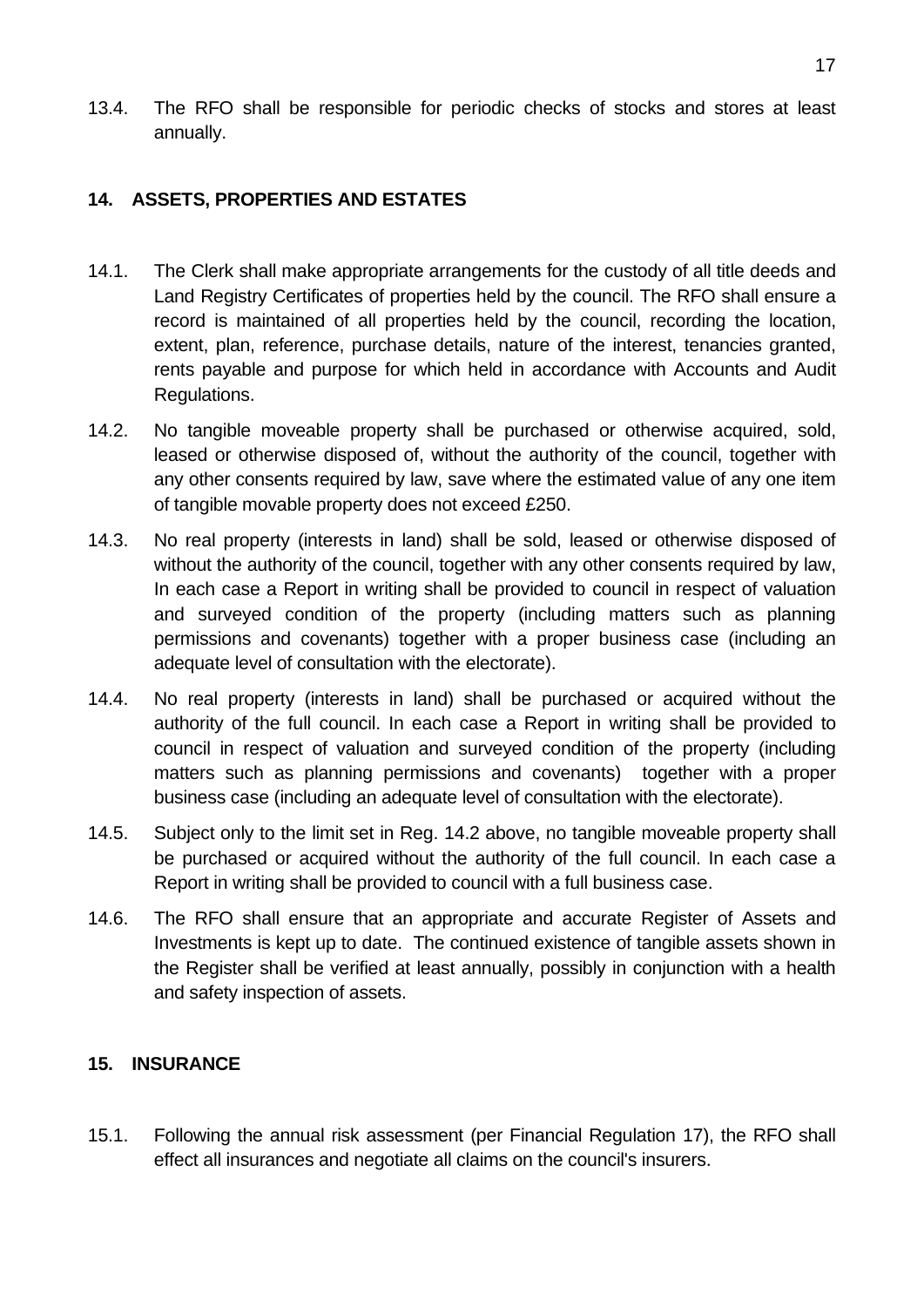13.4. The RFO shall be responsible for periodic checks of stocks and stores at least annually.

## 14. ASSETS, PROPERTIES AND ESTATES

14.1. The Clerk shall make appropriate arrangements for the custody of all title deeds and Land Registry Certificates of properties held by the council. The RFO shall ensure a record is maintained of all properties held by the council, recording the location, extent, plan, reference, purchase details, nature of the interest, tenancies granted, rents payable and purpose for which held in accordance with Accounts and Audit Regulations.

14.2. No tangible moveable property shall be purchased or otherwise acquired, sold, leased or otherwise disposed of, without the authority of the council, together with any other consents required by law, save where the estimated value of any one item of tangible movable property does not exceed £250.

14.3. No real property (interests in land) shall be sold, leased or otherwise disposed of without the authority of the council, together with any other consents required by law, In each case a Report in writing shall be provided to council in respect of valuation and surveyed condition of the property (including matters such as planning permissions and covenants) together with a proper business case (including an adequate level of consultation with the electorate).

14.4. No real property (interests in land) shall be purchased or acquired without the authority of the full council. In each case a Report in writing shall be provided to council in respect of valuation and surveyed condition of the property (including matters such as planning permissions and covenants) together with a proper business case (including an adequate level of consultation with the electorate).

14.5. Subject only to the limit set in Reg. 14.2 above, no tangible moveable property shall be purchased or acquired without the authority of the full council. In each case a Report in writing shall be provided to council with a full business case.

14.6. The RFO shall ensure that an appropriate and accurate Register of Assets and Investments is kept up to date. The continued existence of tangible assets shown in the Register shall be verified at least annually, possibly in conjunction with a health and safety inspection of assets.

## 15. INSURANCE

15.1. Following the annual risk assessment (per Financial Regulation 17), the RFO shall effect all insurances and negotiate all claims on the council's insurers.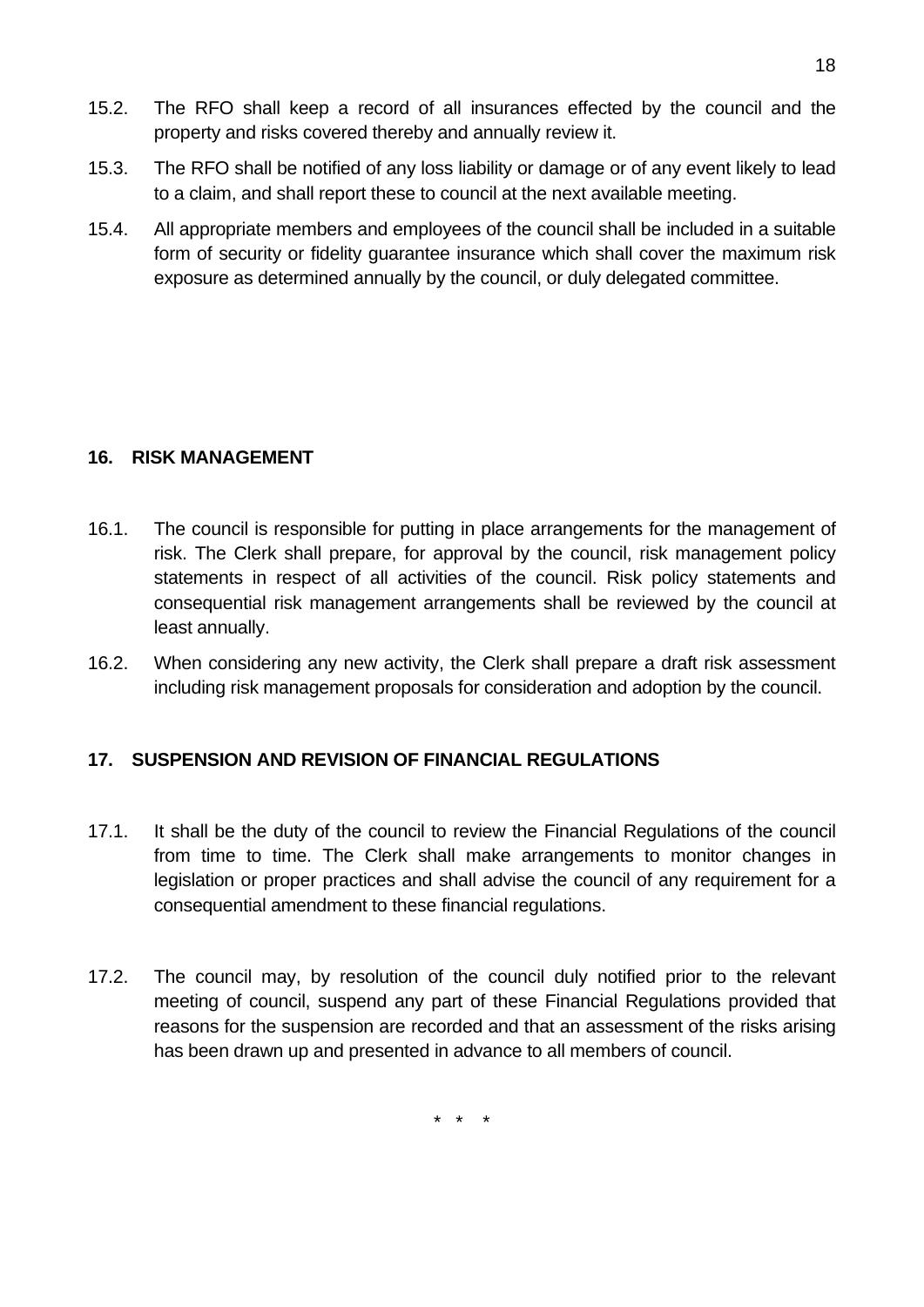15.2. The RFO shall keep a record of all insurances effected by the council and the property and risks covered thereby and annually review it.

15.3. The RFO shall be notified of any loss liability or damage or of any event likely to lead to a claim, and shall report these to council at the next available meeting.

15.4. All appropriate members and employees of the council shall be included in a suitable form of security or fidelity guarantee insurance which shall cover the maximum risk exposure as determined annually by the council, or duly delegated committee.

## 16. RISK MANAGEMENT

16.1. The council is responsible for putting in place arrangements for the management of risk. The Clerk shall prepare, for approval by the council, risk management policy statements in respect of all activities of the council. Risk policy statements and consequential risk management arrangements shall be reviewed by the council at least annually.

16.2. When considering any new activity, the Clerk shall prepare a draft risk assessment including risk management proposals for consideration and adoption by the council.

## 17. SUSPENSION AND REVISION OF FINANCIAL REGULATIONS

17.1. It shall be the duty of the council to review the Financial Regulations of the council from time to time. The Clerk shall make arrangements to monitor changes in legislation or proper practices and shall advise the council of any requirement for a consequential amendment to these financial regulations.

17.2. The council may, by resolution of the council duly notified prior to the relevant meeting of council, suspend any part of these Financial Regulations provided that reasons for the suspension are recorded and that an assessment of the risks arising has been drawn up and presented in advance to all members of council.

\* \* \*